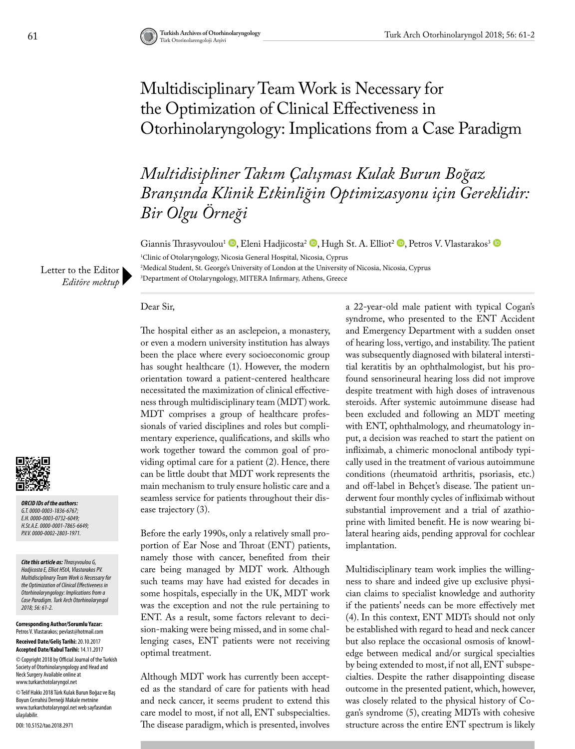# Multidisciplinary Team Work is Necessary for the Optimization of Clinical Effectiveness in Otorhinolaryngology: Implications from a Case Paradigm

## *Multidisipliner Takım Çalışması Kulak Burun Boğaz Branşında Klinik Etkinliğin Optimizasyonu için Gereklidir: Bir Olgu Örneği*

Giannis Thrasyvoulou[1], Eleni Hadjicosta[2], Hugh St. A. Elliot[2], Petros V. Vlastarakos[3]

[1]Clinic of Otolaryngology, Nicosia General Hospital, Nicosia, Cyprus
[2]Medical Student, St. George's University of London at the University of Nicosia, Nicosia, Cyprus
[3]Department of Otolaryngology, MITERA Infirmary, Athens, Greece

Letter to the Editor
*Editöre mektup*

***ORCID IDs of the authors:*** *G.T. 0000-0003-1836-6767; E.H. 0000-0003-0732-6049; H.St.A.E. 0000-0001-7865-6649; P.V.V. 0000-0002-2803-1971.*

***Cite this article as:*** *Thrasyvoulou G, Hadjicosta E, Elliot HStA, Vlastarakos PV. Multidisciplinary Team Work is Necessary for the Optimization of Clinical Effectiveness in Otorhinolaryngology: Implications from a Case Paradigm. Turk Arch Otorhinolaryngol 2018; 56: 61-2.*

**Corresponding Author/Sorumlu Yazar:** Petros V. Vlastarakos; pevlast@hotmail.com

**Received Date/Geliş Tarihi:** 20.10.2017
**Accepted Date/Kabul Tarihi:** 14.11.2017

© Copyright 2018 by Official Journal of the Turkish Society of Otorhinolaryngology and Head and Neck Surgery Available online at www.turkarchotolaryngol.net

© Telif Hakkı 2018 Türk Kulak Burun Boğaz ve Baş Boyun Cerrahisi Derneği Makale metnine www.turkarchotolaryngol.net web sayfasından ulaşılabilir.

DOI: 10.5152/tao.2018.2971

Dear Sir,

The hospital either as an asclepeion, a monastery, or even a modern university institution has always been the place where every socioeconomic group has sought healthcare (1). However, the modern orientation toward a patient-centered healthcare necessitated the maximization of clinical effectiveness through multidisciplinary team (MDT) work. MDT comprises a group of healthcare professionals of varied disciplines and roles but complimentary experience, qualifications, and skills who work together toward the common goal of providing optimal care for a patient (2). Hence, there can be little doubt that MDT work represents the main mechanism to truly ensure holistic care and a seamless service for patients throughout their disease trajectory (3).

Before the early 1990s, only a relatively small proportion of Ear Nose and Throat (ENT) patients, namely those with cancer, benefited from their care being managed by MDT work. Although such teams may have had existed for decades in some hospitals, especially in the UK, MDT work was the exception and not the rule pertaining to ENT. As a result, some factors relevant to decision-making were being missed, and in some challenging cases, ENT patients were not receiving optimal treatment.

Although MDT work has currently been accepted as the standard of care for patients with head and neck cancer, it seems prudent to extend this care model to most, if not all, ENT subspecialties. The disease paradigm, which is presented, involves a 22-year-old male patient with typical Cogan's syndrome, who presented to the ENT Accident and Emergency Department with a sudden onset of hearing loss, vertigo, and instability. The patient was subsequently diagnosed with bilateral interstitial keratitis by an ophthalmologist, but his profound sensorineural hearing loss did not improve despite treatment with high doses of intravenous steroids. After systemic autoimmune disease had been excluded and following an MDT meeting with ENT, ophthalmology, and rheumatology input, a decision was reached to start the patient on infliximab, a chimeric monoclonal antibody typically used in the treatment of various autoimmune conditions (rheumatoid arthritis, psoriasis, etc.) and off-label in Behçet's disease. The patient underwent four monthly cycles of infliximab without substantial improvement and a trial of azathioprine with limited benefit. He is now wearing bilateral hearing aids, pending approval for cochlear implantation.

Multidisciplinary team work implies the willingness to share and indeed give up exclusive physician claims to specialist knowledge and authority if the patients' needs can be more effectively met (4). In this context, ENT MDTs should not only be established with regard to head and neck cancer but also replace the occasional osmosis of knowledge between medical and/or surgical specialties by being extended to most, if not all, ENT subspecialties. Despite the rather disappointing disease outcome in the presented patient, which, however, was closely related to the physical history of Cogan's syndrome (5), creating MDTs with cohesive structure across the entire ENT spectrum is likely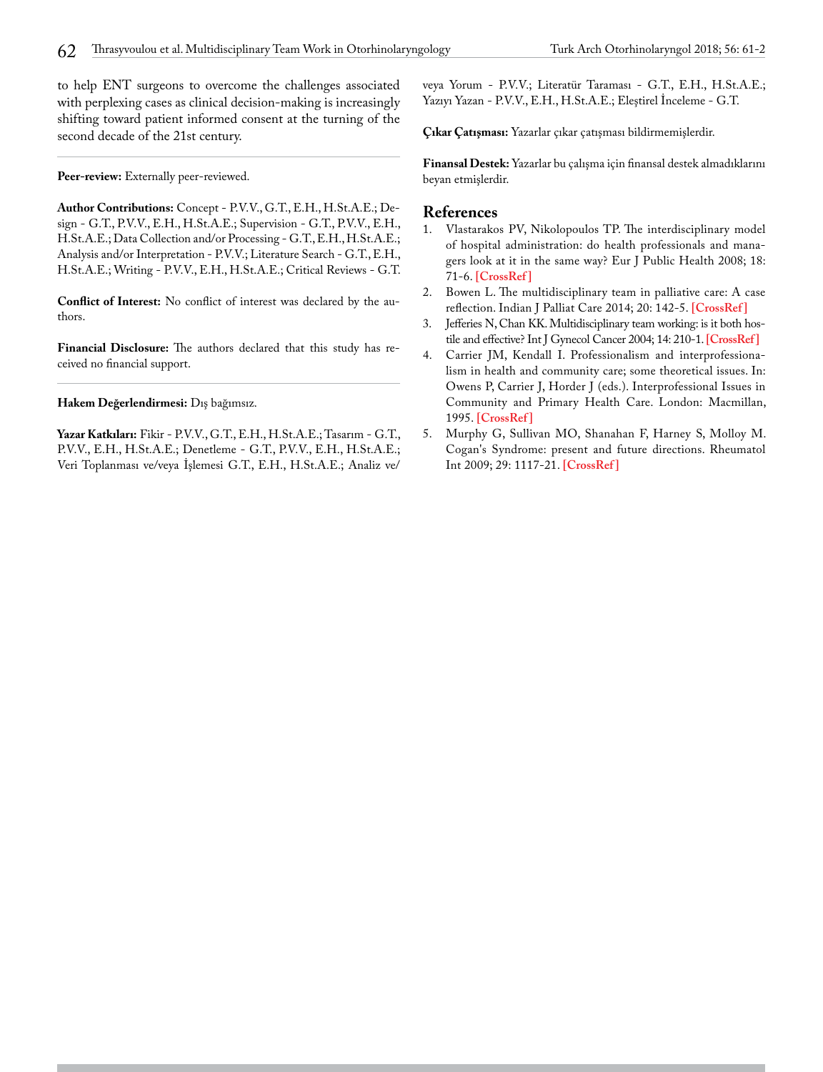to help ENT surgeons to overcome the challenges associated with perplexing cases as clinical decision-making is increasingly shifting toward patient informed consent at the turning of the second decade of the 21st century.

**Peer-review:** Externally peer-reviewed.

**Author Contributions:** Concept - P.V.V., G.T., E.H., H.St.A.E.; Design - G.T., P.V.V., E.H., H.St.A.E.; Supervision - G.T., P.V.V., E.H., H.St.A.E.; Data Collection and/or Processing - G.T., E.H., H.St.A.E.; Analysis and/or Interpretation - P.V.V.; Literature Search - G.T., E.H., H.St.A.E.; Writing - P.V.V., E.H., H.St.A.E.; Critical Reviews - G.T.

**Conflict of Interest:** No conflict of interest was declared by the authors.

**Financial Disclosure:** The authors declared that this study has received no financial support.

**Hakem Değerlendirmesi:** Dış bağımsız.

**Yazar Katkıları:** Fikir - P.V.V., G.T., E.H., H.St.A.E.; Tasarım - G.T., P.V.V., E.H., H.St.A.E.; Denetleme - G.T., P.V.V., E.H., H.St.A.E.; Veri Toplanması ve/veya İşlemesi G.T., E.H., H.St.A.E.; Analiz ve/veya Yorum - P.V.V.; Literatür Taraması - G.T., E.H., H.St.A.E.; Yazıyı Yazan - P.V.V., E.H., H.St.A.E.; Eleştirel İnceleme - G.T.

**Çıkar Çatışması:** Yazarlar çıkar çatışması bildirmemişlerdir.

**Finansal Destek:** Yazarlar bu çalışma için finansal destek almadıklarını beyan etmişlerdir.

## References

1. Vlastarakos PV, Nikolopoulos TP. The interdisciplinary model of hospital administration: do health professionals and managers look at it in the same way? Eur J Public Health 2008; 18: 71-6. [CrossRef]
2. Bowen L. The multidisciplinary team in palliative care: A case reflection. Indian J Palliat Care 2014; 20: 142-5. [CrossRef]
3. Jefferies N, Chan KK. Multidisciplinary team working: is it both hostile and effective? Int J Gynecol Cancer 2004; 14: 210-1. [CrossRef]
4. Carrier JM, Kendall I. Professionalism and interprofessionalism in health and community care; some theoretical issues. In: Owens P, Carrier J, Horder J (eds.). Interprofessional Issues in Community and Primary Health Care. London: Macmillan, 1995. [CrossRef]
5. Murphy G, Sullivan MO, Shanahan F, Harney S, Molloy M. Cogan's Syndrome: present and future directions. Rheumatol Int 2009; 29: 1117-21. [CrossRef]